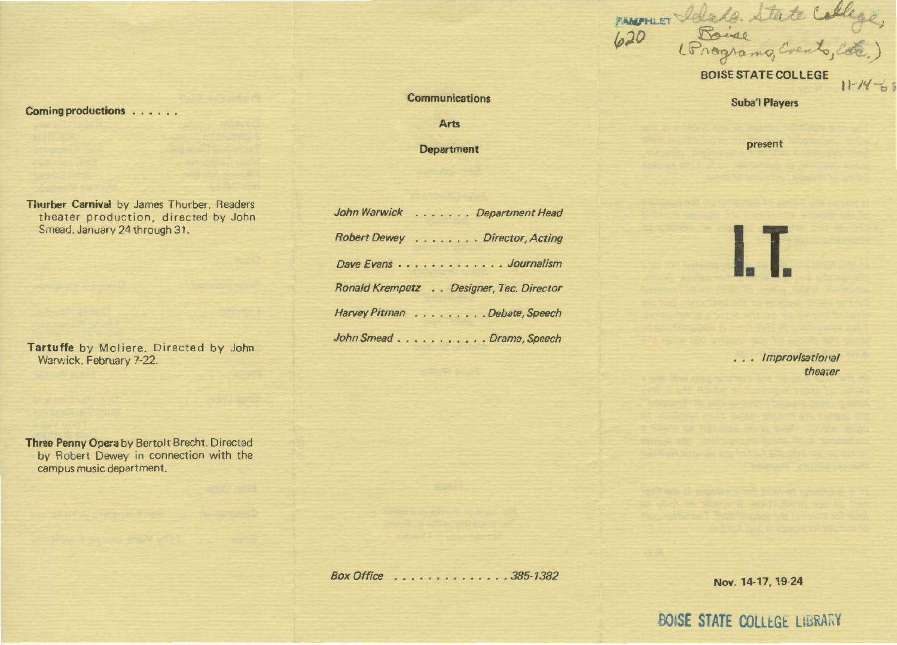## Coming productions . . . . . .

**Thurber Carnival** by James Thurber. Readers theater production, directed by John Smead. January 24 through 31.

**Tartuffe** by Moliere. Directed by John Warwick. February 7-22.

**Three Penny Opera** by Bertolt Brecht. Directed by Robert Dewey in connection with the campus music department.

## Communications

## Arts

## Department

*John Warwick . . . . . . . Department Head*

*Robert Dewey . . . . . . . . Director, Acting*

*Dave Evans . . . . . . . . . . . . . Journalism*

*Ronald Krempetz . . Designer, Tec. Director*

*Harvey Pitman . . . . . . . . . Debate, Speech*

*John Smead . . . . . . . . . . . Drama, Speech*

*Box Office . . . . . . . . . . . . . . 385-1382*

PAMPHLET 620 Idaho. State College, Boise (Programs, Events, etc.)

# BOISE STATE COLLEGE

11-14-68

### Suba'l Players

present

# I. T.

*. . . Improvisational theater*

**Nov. 14-17, 19-24**

BOISE STATE COLLEGE LIBRARY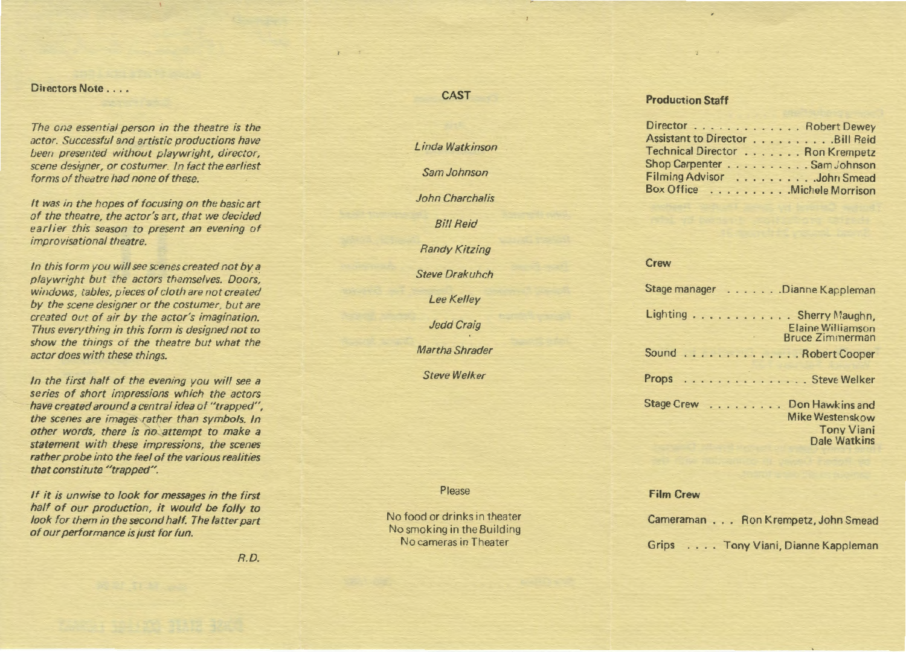## Directors Note . . . .

*The one essential person in the theatre is the actor. Successful and artistic productions have been presented without playwright, director, scene designer, or costumer. In fact the earliest forms of theatre had none of these.*

*It was in the hopes of focusing on the basic art of the theatre, the actor's art, that we decided earlier this season to present an evening of improvisational theatre.*

*In this form you will see scenes created not by a playwright but the actors themselves. Doors, windows, tables, pieces of cloth are not created by the scene designer or the costumer, but are created out of air by the actor's imagination. Thus everything in this form is designed not to show the things of the theatre but what the actor does with these things.*

*In the first half of the evening you will see a series of short impressions which the actors have created around a central idea of "trapped", the scenes are images rather than symbols. In other words, there is no attempt to make a statement with these impressions, the scenes rather probe into the feel of the various realities that constitute "trapped".*

*If it is unwise to look for messages in the first half of our production, it would be folly to look for them in the second half. The latter part of our performance is just for fun.*

*R.D.*

## CAST

*Linda Watkinson*

*Sam Johnson*

*John Charchalis*

*Bill Reid*

*Randy Kitzing*

*Steve Drakuhch*

*Lee Kelley*

*Jedd Craig*

*Martha Shrader*

*Steve Welker*

Please

No food or drinks in theater
No smoking in the Building
No cameras in Theater

### Production Staff

Director . . . . . . . . . . . . Robert Dewey
Assistant to Director . . . . . . . . . .Bill Reid
Technical Director . . . . . . . Ron Krempetz
Shop Carpenter . . . . . . . . . . Sam Johnson
Filming Advisor . . . . . . . . . .John Smead
Box Office . . . . . . . . . .Michele Morrison

### Crew

Stage manager . . . . . . .Dianne Kappleman

Lighting . . . . . . . . . . . . Sherry Maughn, Elaine Williamson, Bruce Zimmerman

Sound . . . . . . . . . . . . . Robert Cooper

Props . . . . . . . . . . . . . . . Steve Welker

Stage Crew . . . . . . . . . Don Hawkins and Mike Westenskow, Tony Viani, Dale Watkins

### Film Crew

Cameraman . . . Ron Krempetz, John Smead

Grips . . . . Tony Viani, Dianne Kappleman